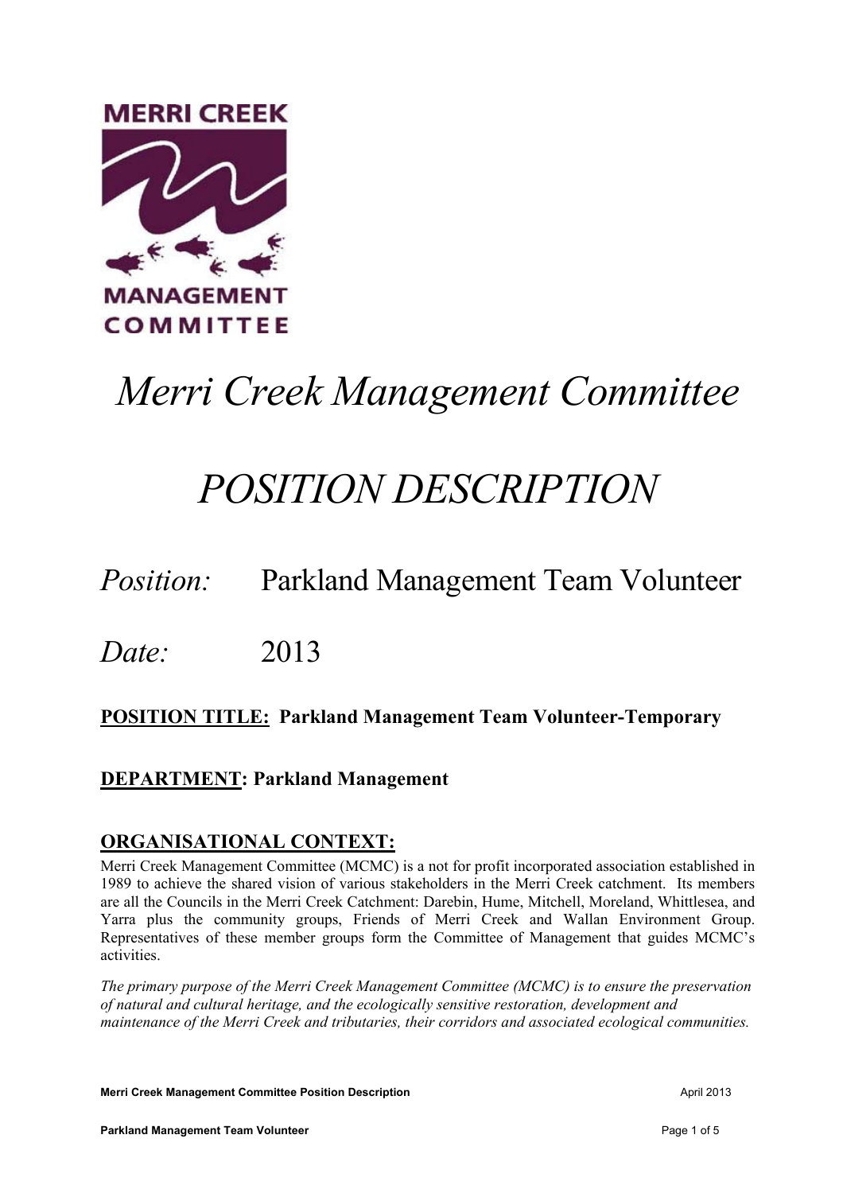# *Merri Creek Management Committee*

# *POSITION DESCRIPTION*

*Position:* Parkland Management Team Volunteer

*Date:* 2013

**POSITION TITLE: Parkland Management Team Volunteer-Temporary**

**DEPARTMENT: Parkland Management**

## ORGANISATIONAL CONTEXT:

Merri Creek Management Committee (MCMC) is a not for profit incorporated association established in 1989 to achieve the shared vision of various stakeholders in the Merri Creek catchment. Its members are all the Councils in the Merri Creek Catchment: Darebin, Hume, Mitchell, Moreland, Whittlesea, and Yarra plus the community groups, Friends of Merri Creek and Wallan Environment Group. Representatives of these member groups form the Committee of Management that guides MCMC's activities.

*The primary purpose of the Merri Creek Management Committee (MCMC) is to ensure the preservation of natural and cultural heritage, and the ecologically sensitive restoration, development and maintenance of the Merri Creek and tributaries, their corridors and associated ecological communities.*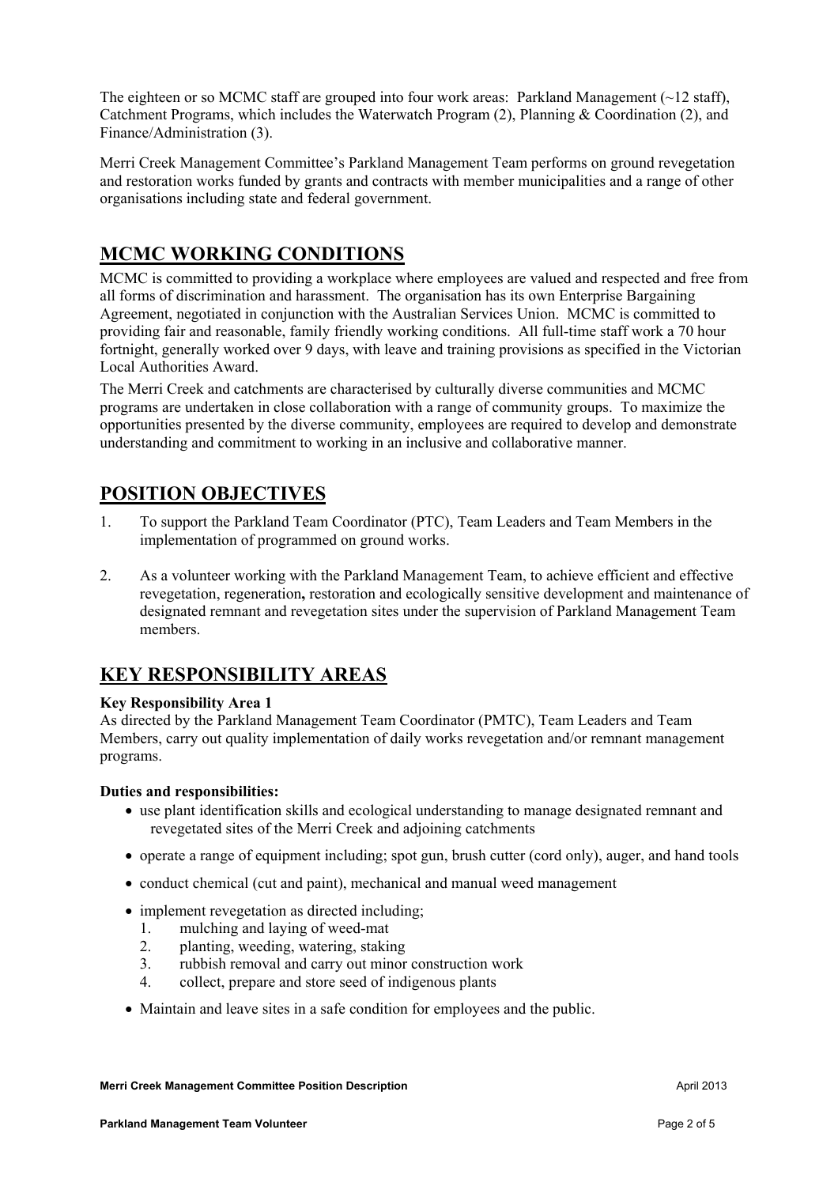The eighteen or so MCMC staff are grouped into four work areas: Parkland Management (~12 staff), Catchment Programs, which includes the Waterwatch Program (2), Planning & Coordination (2), and Finance/Administration (3).

Merri Creek Management Committee's Parkland Management Team performs on ground revegetation and restoration works funded by grants and contracts with member municipalities and a range of other organisations including state and federal government.

## MCMC WORKING CONDITIONS

MCMC is committed to providing a workplace where employees are valued and respected and free from all forms of discrimination and harassment. The organisation has its own Enterprise Bargaining Agreement, negotiated in conjunction with the Australian Services Union. MCMC is committed to providing fair and reasonable, family friendly working conditions. All full-time staff work a 70 hour fortnight, generally worked over 9 days, with leave and training provisions as specified in the Victorian Local Authorities Award.

The Merri Creek and catchments are characterised by culturally diverse communities and MCMC programs are undertaken in close collaboration with a range of community groups. To maximize the opportunities presented by the diverse community, employees are required to develop and demonstrate understanding and commitment to working in an inclusive and collaborative manner.

## POSITION OBJECTIVES

1. To support the Parkland Team Coordinator (PTC), Team Leaders and Team Members in the implementation of programmed on ground works.

2. As a volunteer working with the Parkland Management Team, to achieve efficient and effective revegetation, regeneration**,** restoration and ecologically sensitive development and maintenance of designated remnant and revegetation sites under the supervision of Parkland Management Team members.

## KEY RESPONSIBILITY AREAS

**Key Responsibility Area 1**

As directed by the Parkland Management Team Coordinator (PMTC), Team Leaders and Team Members, carry out quality implementation of daily works revegetation and/or remnant management programs.

**Duties and responsibilities:**

- use plant identification skills and ecological understanding to manage designated remnant and revegetated sites of the Merri Creek and adjoining catchments
- operate a range of equipment including; spot gun, brush cutter (cord only), auger, and hand tools
- conduct chemical (cut and paint), mechanical and manual weed management
- implement revegetation as directed including;
  1. mulching and laying of weed-mat
  2. planting, weeding, watering, staking
  3. rubbish removal and carry out minor construction work
  4. collect, prepare and store seed of indigenous plants
- Maintain and leave sites in a safe condition for employees and the public.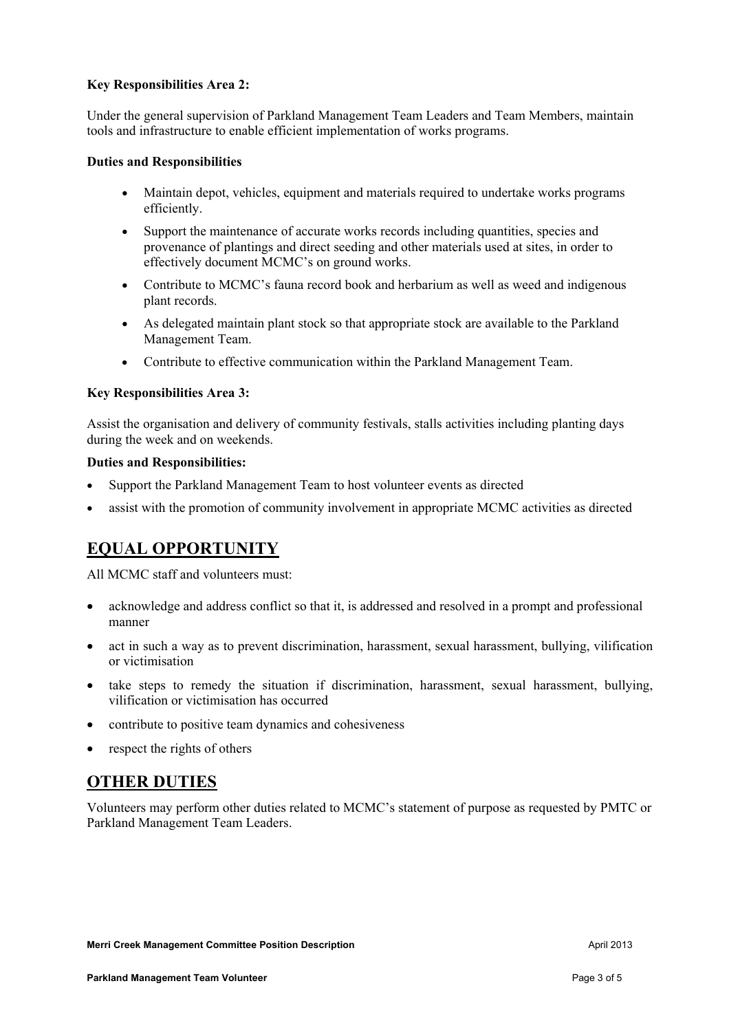**Key Responsibilities Area 2:**

Under the general supervision of Parkland Management Team Leaders and Team Members, maintain tools and infrastructure to enable efficient implementation of works programs.

**Duties and Responsibilities**

- Maintain depot, vehicles, equipment and materials required to undertake works programs efficiently.
- Support the maintenance of accurate works records including quantities, species and provenance of plantings and direct seeding and other materials used at sites, in order to effectively document MCMC's on ground works.
- Contribute to MCMC's fauna record book and herbarium as well as weed and indigenous plant records.
- As delegated maintain plant stock so that appropriate stock are available to the Parkland Management Team.
- Contribute to effective communication within the Parkland Management Team.

**Key Responsibilities Area 3:**

Assist the organisation and delivery of community festivals, stalls activities including planting days during the week and on weekends.

**Duties and Responsibilities:**

- Support the Parkland Management Team to host volunteer events as directed
- assist with the promotion of community involvement in appropriate MCMC activities as directed

## EQUAL OPPORTUNITY

All MCMC staff and volunteers must:

- acknowledge and address conflict so that it, is addressed and resolved in a prompt and professional manner
- act in such a way as to prevent discrimination, harassment, sexual harassment, bullying, vilification or victimisation
- take steps to remedy the situation if discrimination, harassment, sexual harassment, bullying, vilification or victimisation has occurred
- contribute to positive team dynamics and cohesiveness
- respect the rights of others

## OTHER DUTIES

Volunteers may perform other duties related to MCMC's statement of purpose as requested by PMTC or Parkland Management Team Leaders.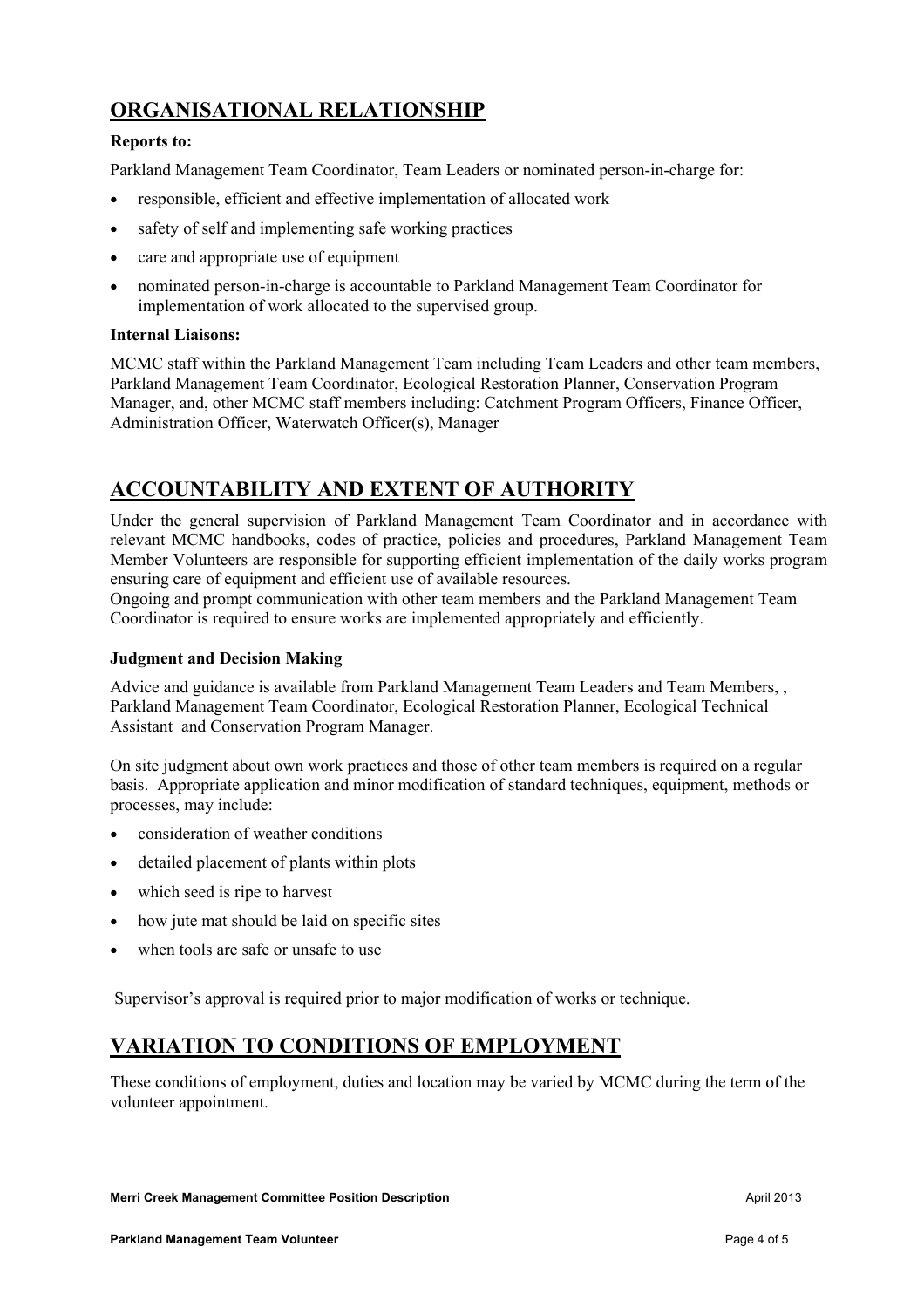## ORGANISATIONAL RELATIONSHIP

**Reports to:**

Parkland Management Team Coordinator, Team Leaders or nominated person-in-charge for:

- responsible, efficient and effective implementation of allocated work
- safety of self and implementing safe working practices
- care and appropriate use of equipment
- nominated person-in-charge is accountable to Parkland Management Team Coordinator for implementation of work allocated to the supervised group.

**Internal Liaisons:**

MCMC staff within the Parkland Management Team including Team Leaders and other team members, Parkland Management Team Coordinator, Ecological Restoration Planner, Conservation Program Manager, and, other MCMC staff members including: Catchment Program Officers, Finance Officer, Administration Officer, Waterwatch Officer(s), Manager

## ACCOUNTABILITY AND EXTENT OF AUTHORITY

Under the general supervision of Parkland Management Team Coordinator and in accordance with relevant MCMC handbooks, codes of practice, policies and procedures, Parkland Management Team Member Volunteers are responsible for supporting efficient implementation of the daily works program ensuring care of equipment and efficient use of available resources.
Ongoing and prompt communication with other team members and the Parkland Management Team Coordinator is required to ensure works are implemented appropriately and efficiently.

**Judgment and Decision Making**

Advice and guidance is available from Parkland Management Team Leaders and Team Members, , Parkland Management Team Coordinator, Ecological Restoration Planner, Ecological Technical Assistant and Conservation Program Manager.

On site judgment about own work practices and those of other team members is required on a regular basis. Appropriate application and minor modification of standard techniques, equipment, methods or processes, may include:

- consideration of weather conditions
- detailed placement of plants within plots
- which seed is ripe to harvest
- how jute mat should be laid on specific sites
- when tools are safe or unsafe to use

Supervisor's approval is required prior to major modification of works or technique.

## VARIATION TO CONDITIONS OF EMPLOYMENT

These conditions of employment, duties and location may be varied by MCMC during the term of the volunteer appointment.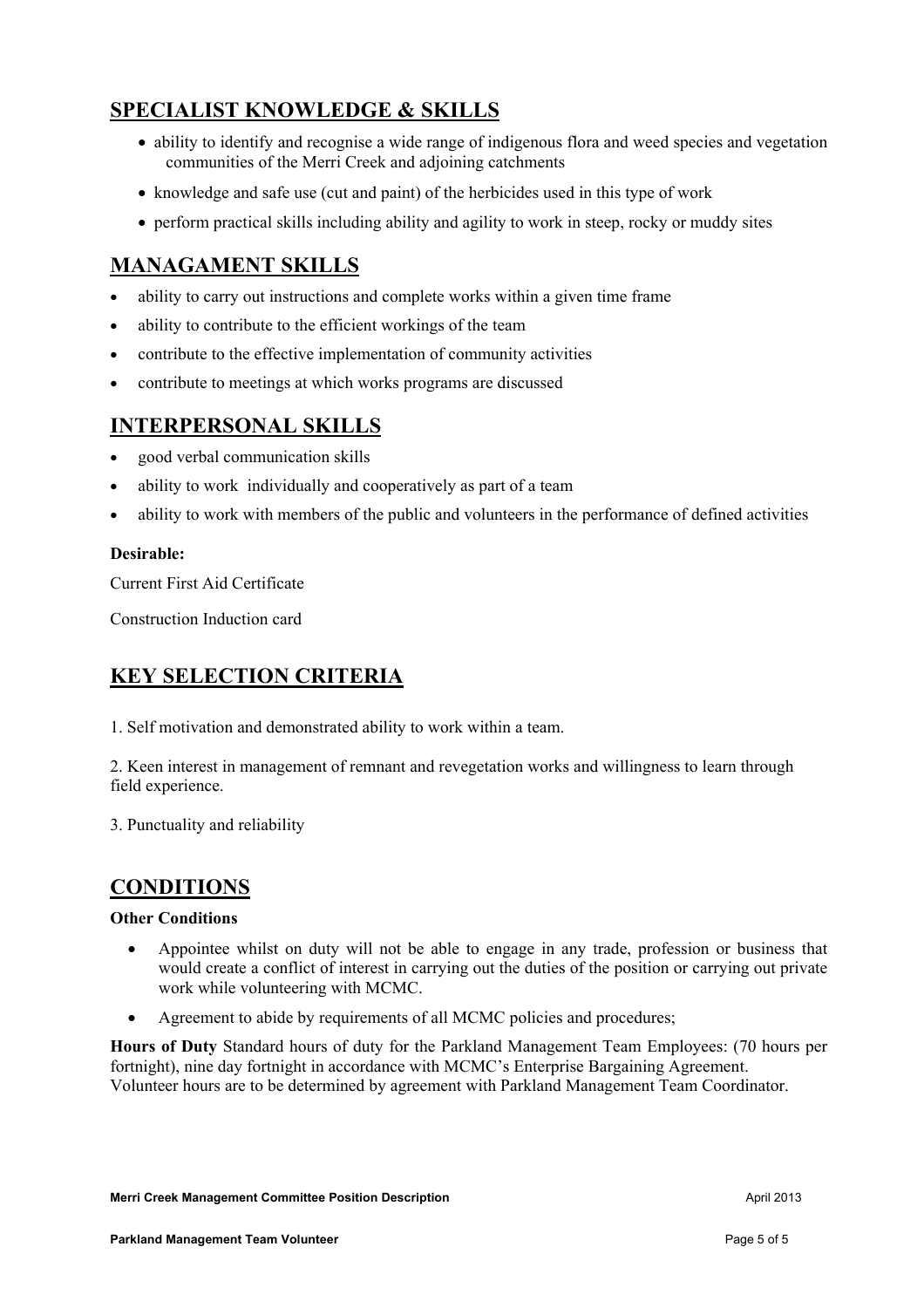## SPECIALIST KNOWLEDGE & SKILLS

- ability to identify and recognise a wide range of indigenous flora and weed species and vegetation communities of the Merri Creek and adjoining catchments
- knowledge and safe use (cut and paint) of the herbicides used in this type of work
- perform practical skills including ability and agility to work in steep, rocky or muddy sites

## MANAGAMENT SKILLS

- ability to carry out instructions and complete works within a given time frame
- ability to contribute to the efficient workings of the team
- contribute to the effective implementation of community activities
- contribute to meetings at which works programs are discussed

## INTERPERSONAL SKILLS

- good verbal communication skills
- ability to work individually and cooperatively as part of a team
- ability to work with members of the public and volunteers in the performance of defined activities

**Desirable:**

Current First Aid Certificate

Construction Induction card

## KEY SELECTION CRITERIA

1. Self motivation and demonstrated ability to work within a team.

2. Keen interest in management of remnant and revegetation works and willingness to learn through field experience.

3. Punctuality and reliability

## CONDITIONS

**Other Conditions**

- Appointee whilst on duty will not be able to engage in any trade, profession or business that would create a conflict of interest in carrying out the duties of the position or carrying out private work while volunteering with MCMC.
- Agreement to abide by requirements of all MCMC policies and procedures;

**Hours of Duty** Standard hours of duty for the Parkland Management Team Employees: (70 hours per fortnight), nine day fortnight in accordance with MCMC's Enterprise Bargaining Agreement.
Volunteer hours are to be determined by agreement with Parkland Management Team Coordinator.